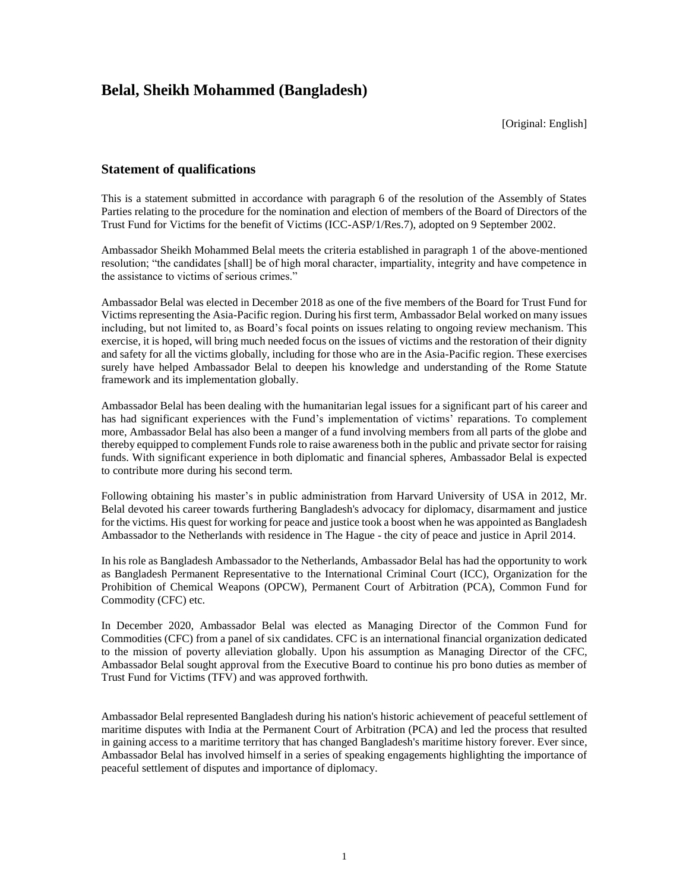# Belal, Sheikh Mohammed (Bangladesh)

[Original: English]

## Statement of qualifications

This is a statement submitted in accordance with paragraph 6 of the resolution of the Assembly of States Parties relating to the procedure for the nomination and election of members of the Board of Directors of the Trust Fund for Victims for the benefit of Victims (ICC-ASP/1/Res.7), adopted on 9 September 2002.

Ambassador Sheikh Mohammed Belal meets the criteria established in paragraph 1 of the above-mentioned resolution; "the candidates [shall] be of high moral character, impartiality, integrity and have competence in the assistance to victims of serious crimes."

Ambassador Belal was elected in December 2018 as one of the five members of the Board for Trust Fund for Victims representing the Asia-Pacific region. During his first term, Ambassador Belal worked on many issues including, but not limited to, as Board's focal points on issues relating to ongoing review mechanism. This exercise, it is hoped, will bring much needed focus on the issues of victims and the restoration of their dignity and safety for all the victims globally, including for those who are in the Asia-Pacific region. These exercises surely have helped Ambassador Belal to deepen his knowledge and understanding of the Rome Statute framework and its implementation globally.

Ambassador Belal has been dealing with the humanitarian legal issues for a significant part of his career and has had significant experiences with the Fund's implementation of victims' reparations. To complement more, Ambassador Belal has also been a manger of a fund involving members from all parts of the globe and thereby equipped to complement Funds role to raise awareness both in the public and private sector for raising funds. With significant experience in both diplomatic and financial spheres, Ambassador Belal is expected to contribute more during his second term.

Following obtaining his master's in public administration from Harvard University of USA in 2012, Mr. Belal devoted his career towards furthering Bangladesh's advocacy for diplomacy, disarmament and justice for the victims. His quest for working for peace and justice took a boost when he was appointed as Bangladesh Ambassador to the Netherlands with residence in The Hague - the city of peace and justice in April 2014.

In his role as Bangladesh Ambassador to the Netherlands, Ambassador Belal has had the opportunity to work as Bangladesh Permanent Representative to the International Criminal Court (ICC), Organization for the Prohibition of Chemical Weapons (OPCW), Permanent Court of Arbitration (PCA), Common Fund for Commodity (CFC) etc.

In December 2020, Ambassador Belal was elected as Managing Director of the Common Fund for Commodities (CFC) from a panel of six candidates. CFC is an international financial organization dedicated to the mission of poverty alleviation globally. Upon his assumption as Managing Director of the CFC, Ambassador Belal sought approval from the Executive Board to continue his pro bono duties as member of Trust Fund for Victims (TFV) and was approved forthwith.

Ambassador Belal represented Bangladesh during his nation's historic achievement of peaceful settlement of maritime disputes with India at the Permanent Court of Arbitration (PCA) and led the process that resulted in gaining access to a maritime territory that has changed Bangladesh's maritime history forever. Ever since, Ambassador Belal has involved himself in a series of speaking engagements highlighting the importance of peaceful settlement of disputes and importance of diplomacy.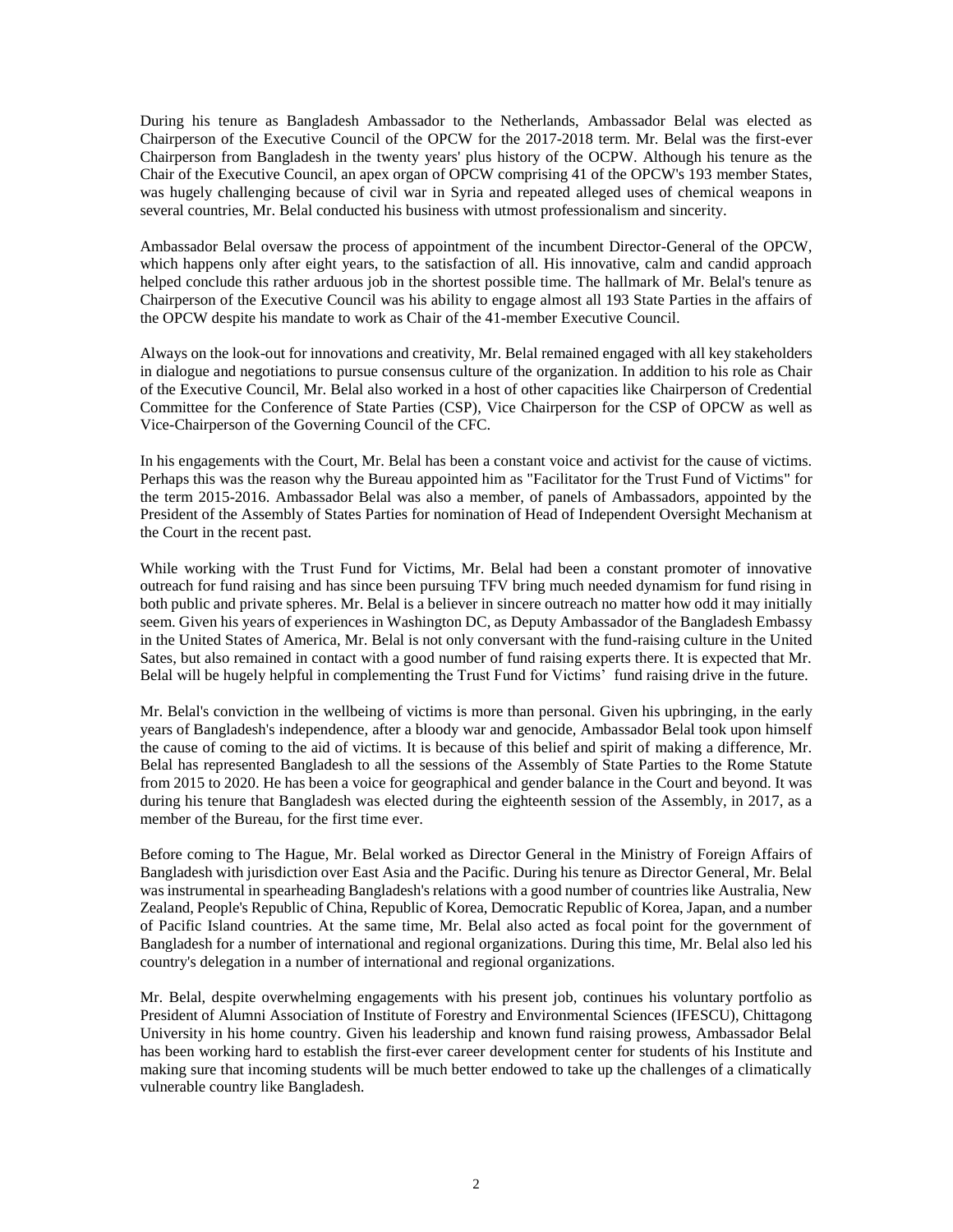During his tenure as Bangladesh Ambassador to the Netherlands, Ambassador Belal was elected as Chairperson of the Executive Council of the OPCW for the 2017-2018 term. Mr. Belal was the first-ever Chairperson from Bangladesh in the twenty years' plus history of the OCPW. Although his tenure as the Chair of the Executive Council, an apex organ of OPCW comprising 41 of the OPCW's 193 member States, was hugely challenging because of civil war in Syria and repeated alleged uses of chemical weapons in several countries, Mr. Belal conducted his business with utmost professionalism and sincerity.

Ambassador Belal oversaw the process of appointment of the incumbent Director-General of the OPCW, which happens only after eight years, to the satisfaction of all. His innovative, calm and candid approach helped conclude this rather arduous job in the shortest possible time. The hallmark of Mr. Belal's tenure as Chairperson of the Executive Council was his ability to engage almost all 193 State Parties in the affairs of the OPCW despite his mandate to work as Chair of the 41-member Executive Council.

Always on the look-out for innovations and creativity, Mr. Belal remained engaged with all key stakeholders in dialogue and negotiations to pursue consensus culture of the organization. In addition to his role as Chair of the Executive Council, Mr. Belal also worked in a host of other capacities like Chairperson of Credential Committee for the Conference of State Parties (CSP), Vice Chairperson for the CSP of OPCW as well as Vice-Chairperson of the Governing Council of the CFC.

In his engagements with the Court, Mr. Belal has been a constant voice and activist for the cause of victims. Perhaps this was the reason why the Bureau appointed him as "Facilitator for the Trust Fund of Victims" for the term 2015-2016. Ambassador Belal was also a member, of panels of Ambassadors, appointed by the President of the Assembly of States Parties for nomination of Head of Independent Oversight Mechanism at the Court in the recent past.

While working with the Trust Fund for Victims, Mr. Belal had been a constant promoter of innovative outreach for fund raising and has since been pursuing TFV bring much needed dynamism for fund rising in both public and private spheres. Mr. Belal is a believer in sincere outreach no matter how odd it may initially seem. Given his years of experiences in Washington DC, as Deputy Ambassador of the Bangladesh Embassy in the United States of America, Mr. Belal is not only conversant with the fund-raising culture in the United Sates, but also remained in contact with a good number of fund raising experts there. It is expected that Mr. Belal will be hugely helpful in complementing the Trust Fund for Victims' fund raising drive in the future.

Mr. Belal's conviction in the wellbeing of victims is more than personal. Given his upbringing, in the early years of Bangladesh's independence, after a bloody war and genocide, Ambassador Belal took upon himself the cause of coming to the aid of victims. It is because of this belief and spirit of making a difference, Mr. Belal has represented Bangladesh to all the sessions of the Assembly of State Parties to the Rome Statute from 2015 to 2020. He has been a voice for geographical and gender balance in the Court and beyond. It was during his tenure that Bangladesh was elected during the eighteenth session of the Assembly, in 2017, as a member of the Bureau, for the first time ever.

Before coming to The Hague, Mr. Belal worked as Director General in the Ministry of Foreign Affairs of Bangladesh with jurisdiction over East Asia and the Pacific. During his tenure as Director General, Mr. Belal was instrumental in spearheading Bangladesh's relations with a good number of countries like Australia, New Zealand, People's Republic of China, Republic of Korea, Democratic Republic of Korea, Japan, and a number of Pacific Island countries. At the same time, Mr. Belal also acted as focal point for the government of Bangladesh for a number of international and regional organizations. During this time, Mr. Belal also led his country's delegation in a number of international and regional organizations.

Mr. Belal, despite overwhelming engagements with his present job, continues his voluntary portfolio as President of Alumni Association of Institute of Forestry and Environmental Sciences (IFESCU), Chittagong University in his home country. Given his leadership and known fund raising prowess, Ambassador Belal has been working hard to establish the first-ever career development center for students of his Institute and making sure that incoming students will be much better endowed to take up the challenges of a climatically vulnerable country like Bangladesh.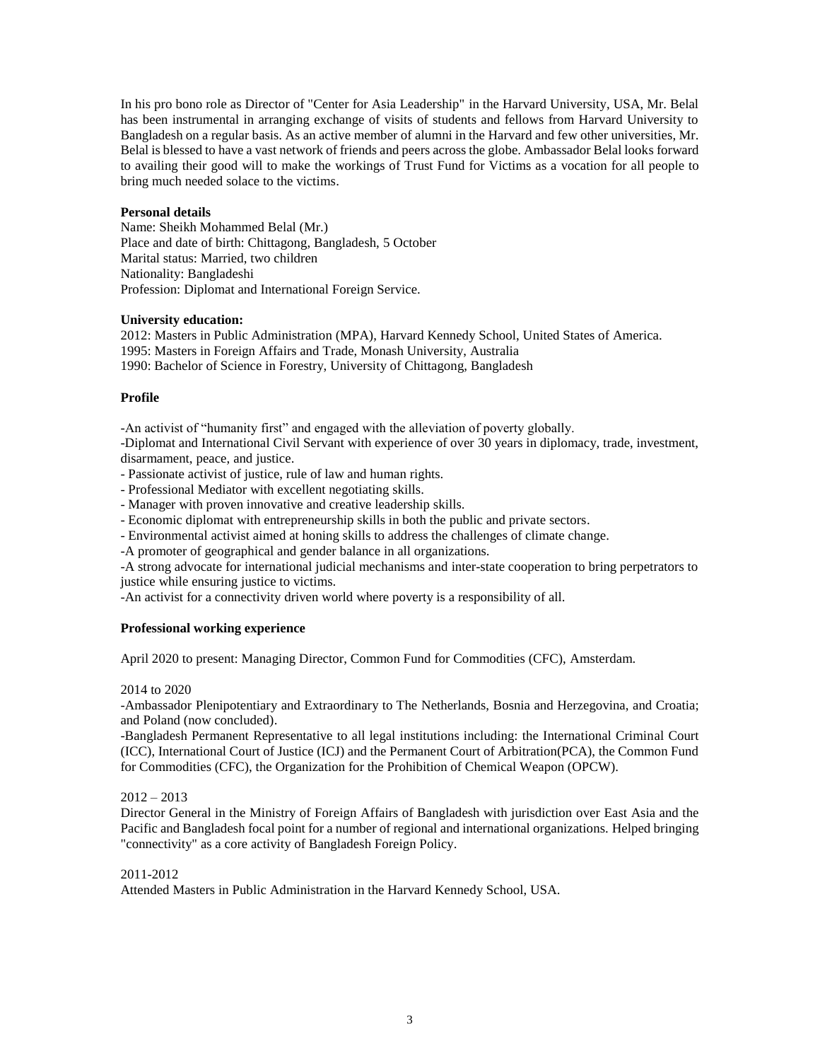In his pro bono role as Director of "Center for Asia Leadership" in the Harvard University, USA, Mr. Belal has been instrumental in arranging exchange of visits of students and fellows from Harvard University to Bangladesh on a regular basis. As an active member of alumni in the Harvard and few other universities, Mr. Belal is blessed to have a vast network of friends and peers across the globe. Ambassador Belal looks forward to availing their good will to make the workings of Trust Fund for Victims as a vocation for all people to bring much needed solace to the victims.

**Personal details**

Name: Sheikh Mohammed Belal (Mr.)
Place and date of birth: Chittagong, Bangladesh, 5 October
Marital status: Married, two children
Nationality: Bangladeshi
Profession: Diplomat and International Foreign Service.

**University education:**

2012: Masters in Public Administration (MPA), Harvard Kennedy School, United States of America.
1995: Masters in Foreign Affairs and Trade, Monash University, Australia
1990: Bachelor of Science in Forestry, University of Chittagong, Bangladesh

**Profile**

-An activist of "humanity first" and engaged with the alleviation of poverty globally.
-Diplomat and International Civil Servant with experience of over 30 years in diplomacy, trade, investment, disarmament, peace, and justice.
- Passionate activist of justice, rule of law and human rights.
- Professional Mediator with excellent negotiating skills.
- Manager with proven innovative and creative leadership skills.
- Economic diplomat with entrepreneurship skills in both the public and private sectors.
- Environmental activist aimed at honing skills to address the challenges of climate change.
-A promoter of geographical and gender balance in all organizations.
-A strong advocate for international judicial mechanisms and inter-state cooperation to bring perpetrators to justice while ensuring justice to victims.
-An activist for a connectivity driven world where poverty is a responsibility of all.

**Professional working experience**

April 2020 to present: Managing Director, Common Fund for Commodities (CFC), Amsterdam.

2014 to 2020
-Ambassador Plenipotentiary and Extraordinary to The Netherlands, Bosnia and Herzegovina, and Croatia; and Poland (now concluded).
-Bangladesh Permanent Representative to all legal institutions including: the International Criminal Court (ICC), International Court of Justice (ICJ) and the Permanent Court of Arbitration(PCA), the Common Fund for Commodities (CFC), the Organization for the Prohibition of Chemical Weapon (OPCW).

2012 – 2013
Director General in the Ministry of Foreign Affairs of Bangladesh with jurisdiction over East Asia and the Pacific and Bangladesh focal point for a number of regional and international organizations. Helped bringing "connectivity" as a core activity of Bangladesh Foreign Policy.

2011-2012
Attended Masters in Public Administration in the Harvard Kennedy School, USA.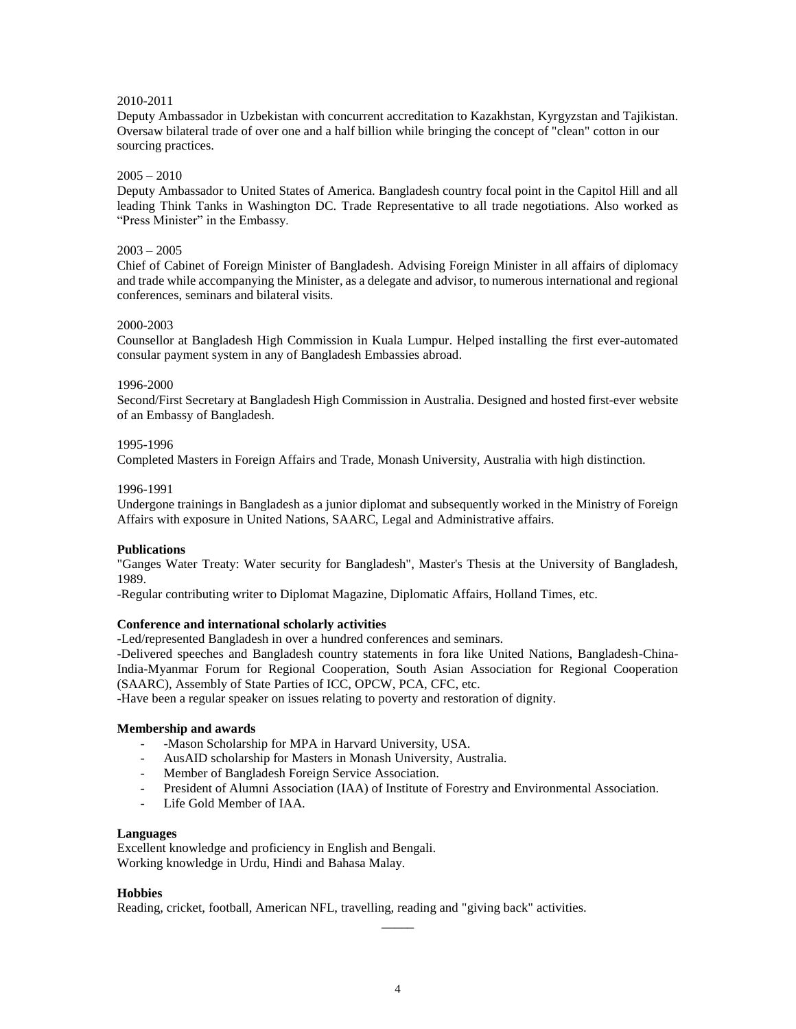2010-2011

Deputy Ambassador in Uzbekistan with concurrent accreditation to Kazakhstan, Kyrgyzstan and Tajikistan. Oversaw bilateral trade of over one and a half billion while bringing the concept of "clean" cotton in our sourcing practices.

2005 – 2010

Deputy Ambassador to United States of America. Bangladesh country focal point in the Capitol Hill and all leading Think Tanks in Washington DC. Trade Representative to all trade negotiations. Also worked as "Press Minister" in the Embassy.

2003 – 2005

Chief of Cabinet of Foreign Minister of Bangladesh. Advising Foreign Minister in all affairs of diplomacy and trade while accompanying the Minister, as a delegate and advisor, to numerous international and regional conferences, seminars and bilateral visits.

2000-2003

Counsellor at Bangladesh High Commission in Kuala Lumpur. Helped installing the first ever-automated consular payment system in any of Bangladesh Embassies abroad.

1996-2000

Second/First Secretary at Bangladesh High Commission in Australia. Designed and hosted first-ever website of an Embassy of Bangladesh.

1995-1996

Completed Masters in Foreign Affairs and Trade, Monash University, Australia with high distinction.

1996-1991

Undergone trainings in Bangladesh as a junior diplomat and subsequently worked in the Ministry of Foreign Affairs with exposure in United Nations, SAARC, Legal and Administrative affairs.

**Publications**

"Ganges Water Treaty: Water security for Bangladesh", Master's Thesis at the University of Bangladesh, 1989.

-Regular contributing writer to Diplomat Magazine, Diplomatic Affairs, Holland Times, etc.

**Conference and international scholarly activities**

-Led/represented Bangladesh in over a hundred conferences and seminars.

-Delivered speeches and Bangladesh country statements in fora like United Nations, Bangladesh-China-India-Myanmar Forum for Regional Cooperation, South Asian Association for Regional Cooperation (SAARC), Assembly of State Parties of ICC, OPCW, PCA, CFC, etc.

-Have been a regular speaker on issues relating to poverty and restoration of dignity.

**Membership and awards**

- -Mason Scholarship for MPA in Harvard University, USA.
- AusAID scholarship for Masters in Monash University, Australia.
- Member of Bangladesh Foreign Service Association.
- President of Alumni Association (IAA) of Institute of Forestry and Environmental Association.
- Life Gold Member of IAA.

**Languages**

Excellent knowledge and proficiency in English and Bengali.
Working knowledge in Urdu, Hindi and Bahasa Malay.

**Hobbies**

Reading, cricket, football, American NFL, travelling, reading and "giving back" activities.

\_\_\_\_\_